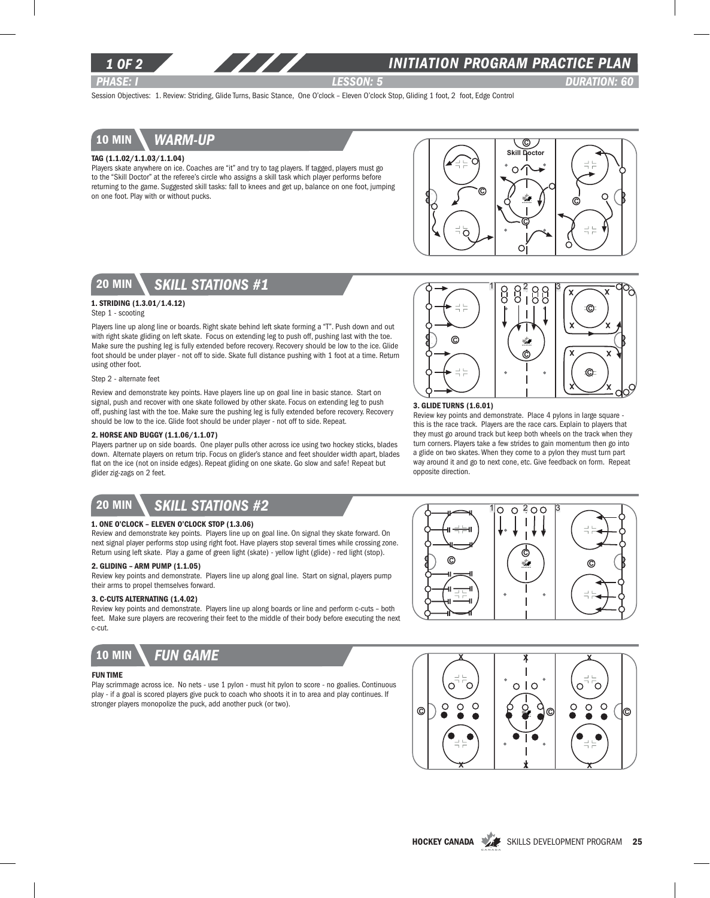# INITIATION PROGRAM PRACTICE PLAN

**PHASE: I** | **LESSON: 5** | **DURATION: 60**

Session Objectives: 1. Review: Striding, Glide Turns, Basic Stance, One O'clock – Eleven O'clock Stop, Gliding 1 foot, 2 foot, Edge Control

## 10 MIN WARM-UP

### TAG (1.1.02/1.1.03/1.1.04)

Players skate anywhere on ice. Coaches are "it" and try to tag players. If tagged, players must go to the "Skill Doctor" at the referee's circle who assigns a skill task which player performs before returning to the game. Suggested skill tasks: fall to knees and get up, balance on one foot, jumping on one foot. Play with or without pucks.

## 20 MIN SKILL STATIONS #1

### 1. STRIDING (1.3.01/1.4.12)

Step 1 - scooting

Players line up along line or boards. Right skate behind left skate forming a "T". Push down and out with right skate gliding on left skate. Focus on extending leg to push off, pushing last with the toe. Make sure the pushing leg is fully extended before recovery. Recovery should be low to the ice. Glide foot should be under player - not off to side. Skate full distance pushing with 1 foot at a time. Return using other foot.

Step 2 - alternate feet

Review and demonstrate key points. Have players line up on goal line in basic stance. Start on signal, push and recover with one skate followed by other skate. Focus on extending leg to push off, pushing last with the toe. Make sure the pushing leg is fully extended before recovery. Recovery should be low to the ice. Glide foot should be under player - not off to side. Repeat.

### 2. HORSE AND BUGGY (1.1.06/1.1.07)

Players partner up on side boards. One player pulls other across ice using two hockey sticks, blades down. Alternate players on return trip. Focus on glider's stance and feet shoulder width apart, blades flat on the ice (not on inside edges). Repeat gliding on one skate. Go slow and safe! Repeat but glider zig-zags on 2 feet.

### 3. GLIDE TURNS (1.6.01)

Review key points and demonstrate. Place 4 pylons in large square - this is the race track. Players are the race cars. Explain to players that they must go around track but keep both wheels on the track when they turn corners. Players take a few strides to gain momentum then go into a glide on two skates. When they come to a pylon they must turn part way around it and go to next cone, etc. Give feedback on form. Repeat opposite direction.

## 20 MIN SKILL STATIONS #2

### 1. ONE O'CLOCK – ELEVEN O'CLOCK STOP (1.3.06)

Review and demonstrate key points. Players line up on goal line. On signal they skate forward. On next signal player performs stop using right foot. Have players stop several times while crossing zone. Return using left skate. Play a game of green light (skate) - yellow light (glide) - red light (stop).

### 2. GLIDING – ARM PUMP (1.1.05)

Review key points and demonstrate. Players line up along goal line. Start on signal, players pump their arms to propel themselves forward.

### 3. C-CUTS ALTERNATING (1.4.02)

Review key points and demonstrate. Players line up along boards or line and perform c-cuts – both feet. Make sure players are recovering their feet to the middle of their body before executing the next c-cut.

## 10 MIN FUN GAME

### FUN TIME

Play scrimmage across ice. No nets - use 1 pylon - must hit pylon to score - no goalies. Continuous play - if a goal is scored players give puck to coach who shoots it in to area and play continues. If stronger players monopolize the puck, add another puck (or two).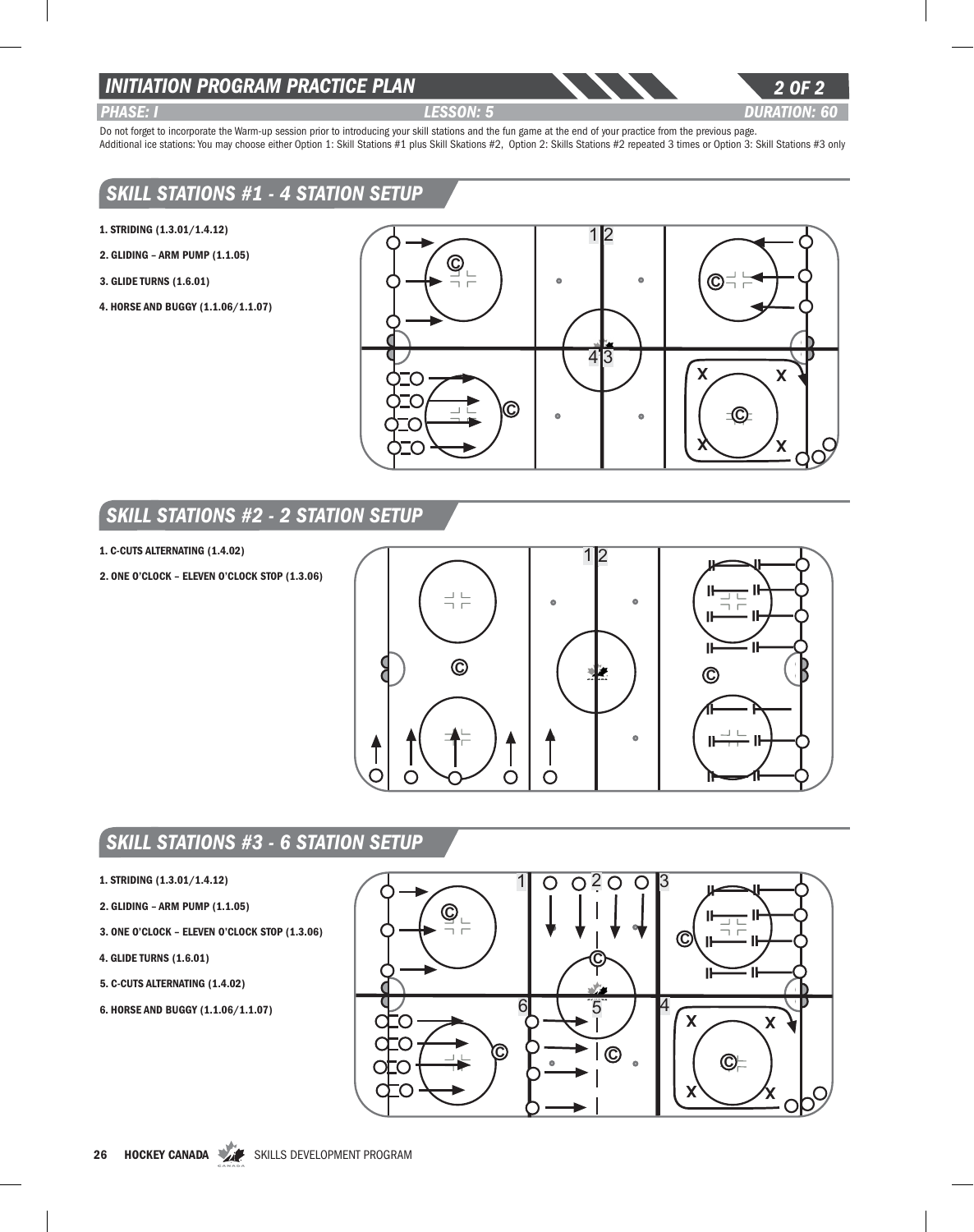# INITIATION PROGRAM PRACTICE PLAN

***PHASE: I*** ***LESSON: 5*** ***DURATION: 60***

Do not forget to incorporate the Warm-up session prior to introducing your skill stations and the fun game at the end of your practice from the previous page.
Additional ice stations: You may choose either Option 1: Skill Stations #1 plus Skill Skations #2, Option 2: Skills Stations #2 repeated 3 times or Option 3: Skill Stations #3 only

## SKILL STATIONS #1 - 4 STATION SETUP

1. STRIDING (1.3.01/1.4.12)
2. GLIDING – ARM PUMP (1.1.05)
3. GLIDE TURNS (1.6.01)
4. HORSE AND BUGGY (1.1.06/1.1.07)

## SKILL STATIONS #2 - 2 STATION SETUP

1. C-CUTS ALTERNATING (1.4.02)
2. ONE O'CLOCK – ELEVEN O'CLOCK STOP (1.3.06)

## SKILL STATIONS #3 - 6 STATION SETUP

1. STRIDING (1.3.01/1.4.12)
2. GLIDING – ARM PUMP (1.1.05)
3. ONE O'CLOCK – ELEVEN O'CLOCK STOP (1.3.06)
4. GLIDE TURNS (1.6.01)
5. C-CUTS ALTERNATING (1.4.02)
6. HORSE AND BUGGY (1.1.06/1.1.07)